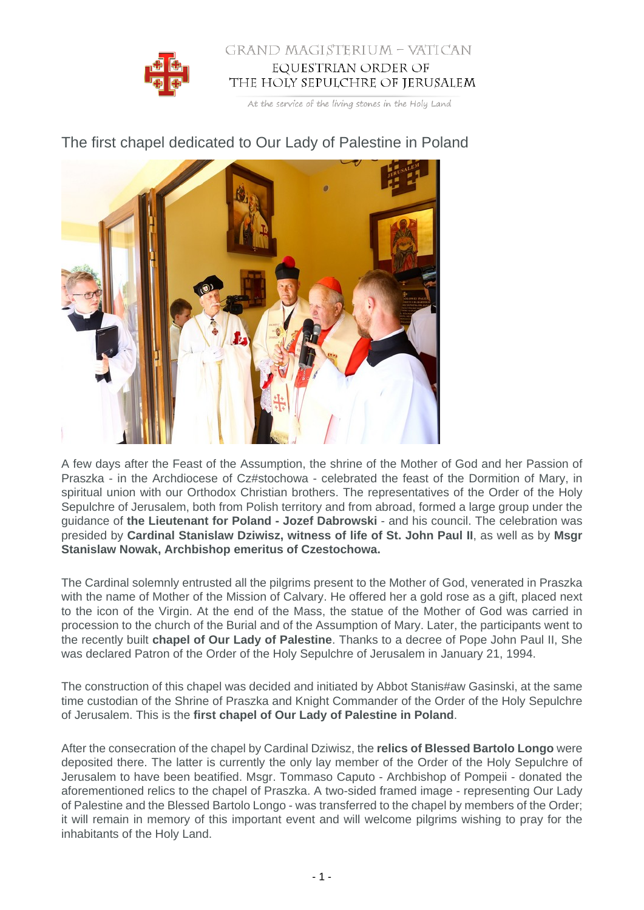GRAND MAGISTERIUM – VATICAN

EQUESTRIAN ORDER OF THE HOLY SEPULCHRE OF JERUSALEM

At the service of the living stones in the Holy Land

# The first chapel dedicated to Our Lady of Palestine in Poland

A few days after the Feast of the Assumption, the shrine of the Mother of God and her Passion of Praszka - in the Archdiocese of Cz#stochowa - celebrated the feast of the Dormition of Mary, in spiritual union with our Orthodox Christian brothers. The representatives of the Order of the Holy Sepulchre of Jerusalem, both from Polish territory and from abroad, formed a large group under the guidance of **the Lieutenant for Poland - Jozef Dabrowski** - and his council. The celebration was presided by **Cardinal Stanislaw Dziwisz, witness of life of St. John Paul II**, as well as by **Msgr Stanislaw Nowak, Archbishop emeritus of Czestochowa.**

The Cardinal solemnly entrusted all the pilgrims present to the Mother of God, venerated in Praszka with the name of Mother of the Mission of Calvary. He offered her a gold rose as a gift, placed next to the icon of the Virgin. At the end of the Mass, the statue of the Mother of God was carried in procession to the church of the Burial and of the Assumption of Mary. Later, the participants went to the recently built **chapel of Our Lady of Palestine**. Thanks to a decree of Pope John Paul II, She was declared Patron of the Order of the Holy Sepulchre of Jerusalem in January 21, 1994.

The construction of this chapel was decided and initiated by Abbot Stanis#aw Gasinski, at the same time custodian of the Shrine of Praszka and Knight Commander of the Order of the Holy Sepulchre of Jerusalem. This is the **first chapel of Our Lady of Palestine in Poland**.

After the consecration of the chapel by Cardinal Dziwisz, the **relics of Blessed Bartolo Longo** were deposited there. The latter is currently the only lay member of the Order of the Holy Sepulchre of Jerusalem to have been beatified. Msgr. Tommaso Caputo - Archbishop of Pompeii - donated the aforementioned relics to the chapel of Praszka. A two-sided framed image - representing Our Lady of Palestine and the Blessed Bartolo Longo - was transferred to the chapel by members of the Order; it will remain in memory of this important event and will welcome pilgrims wishing to pray for the inhabitants of the Holy Land.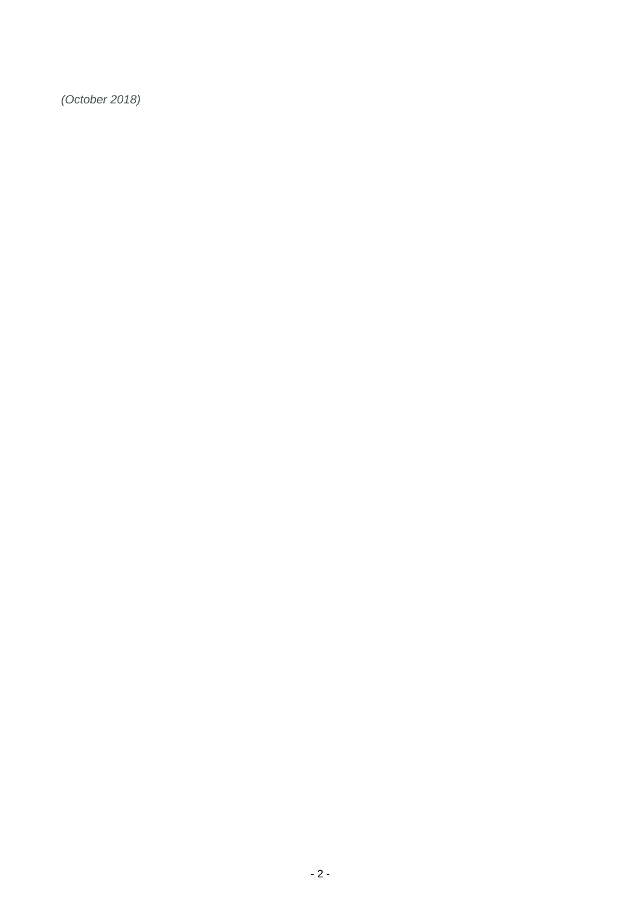*(October 2018)*